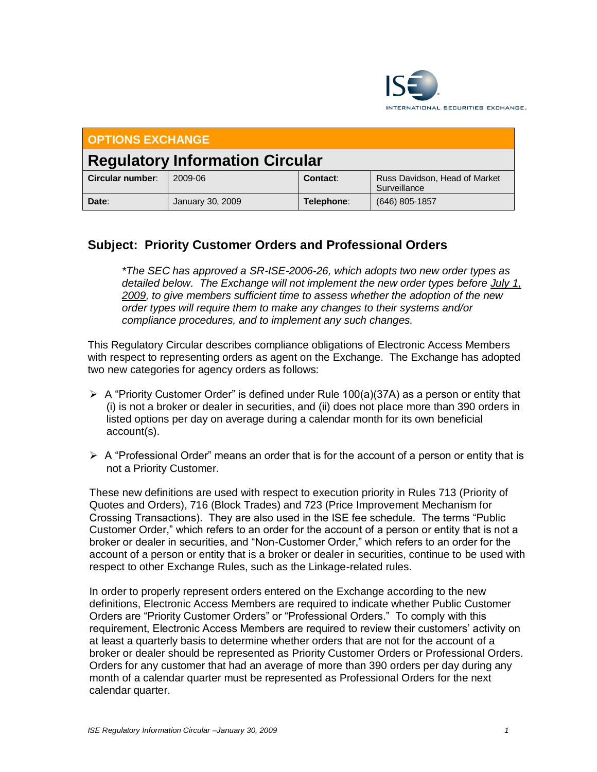OPTIONS EXCHANGE

# Regulatory Information Circular

| Circular number: | 2009-06 | Contact: | Russ Davidson, Head of Market Surveillance |
|---|---|---|---|
| Date: | January 30, 2009 | Telephone: | (646) 805-1857 |

## Subject: Priority Customer Orders and Professional Orders

*\*The SEC has approved a SR-ISE-2006-26, which adopts two new order types as detailed below. The Exchange will not implement the new order types before July 1, 2009, to give members sufficient time to assess whether the adoption of the new order types will require them to make any changes to their systems and/or compliance procedures, and to implement any such changes.*

This Regulatory Circular describes compliance obligations of Electronic Access Members with respect to representing orders as agent on the Exchange. The Exchange has adopted two new categories for agency orders as follows:

- A "Priority Customer Order" is defined under Rule 100(a)(37A) as a person or entity that (i) is not a broker or dealer in securities, and (ii) does not place more than 390 orders in listed options per day on average during a calendar month for its own beneficial account(s).
- A "Professional Order" means an order that is for the account of a person or entity that is not a Priority Customer.

These new definitions are used with respect to execution priority in Rules 713 (Priority of Quotes and Orders), 716 (Block Trades) and 723 (Price Improvement Mechanism for Crossing Transactions). They are also used in the ISE fee schedule. The terms "Public Customer Order," which refers to an order for the account of a person or entity that is not a broker or dealer in securities, and "Non-Customer Order," which refers to an order for the account of a person or entity that is a broker or dealer in securities, continue to be used with respect to other Exchange Rules, such as the Linkage-related rules.

In order to properly represent orders entered on the Exchange according to the new definitions, Electronic Access Members are required to indicate whether Public Customer Orders are "Priority Customer Orders" or "Professional Orders." To comply with this requirement, Electronic Access Members are required to review their customers' activity on at least a quarterly basis to determine whether orders that are not for the account of a broker or dealer should be represented as Priority Customer Orders or Professional Orders. Orders for any customer that had an average of more than 390 orders per day during any month of a calendar quarter must be represented as Professional Orders for the next calendar quarter.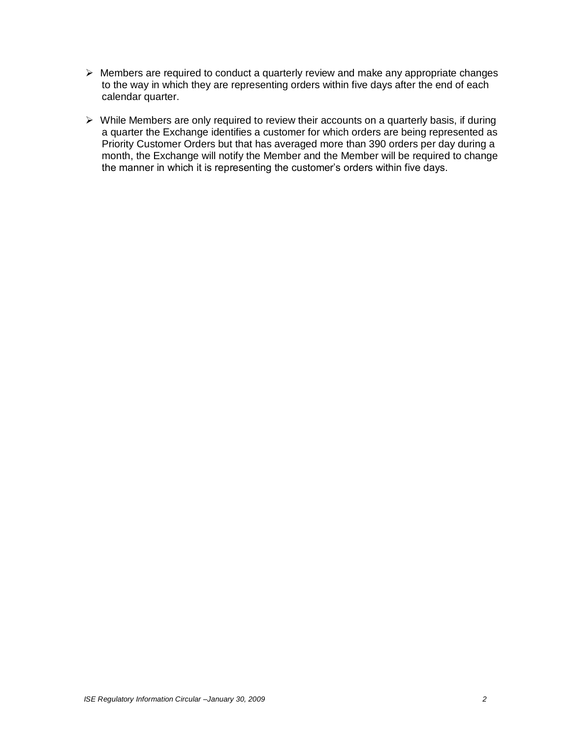- Members are required to conduct a quarterly review and make any appropriate changes to the way in which they are representing orders within five days after the end of each calendar quarter.

- While Members are only required to review their accounts on a quarterly basis, if during a quarter the Exchange identifies a customer for which orders are being represented as Priority Customer Orders but that has averaged more than 390 orders per day during a month, the Exchange will notify the Member and the Member will be required to change the manner in which it is representing the customer's orders within five days.